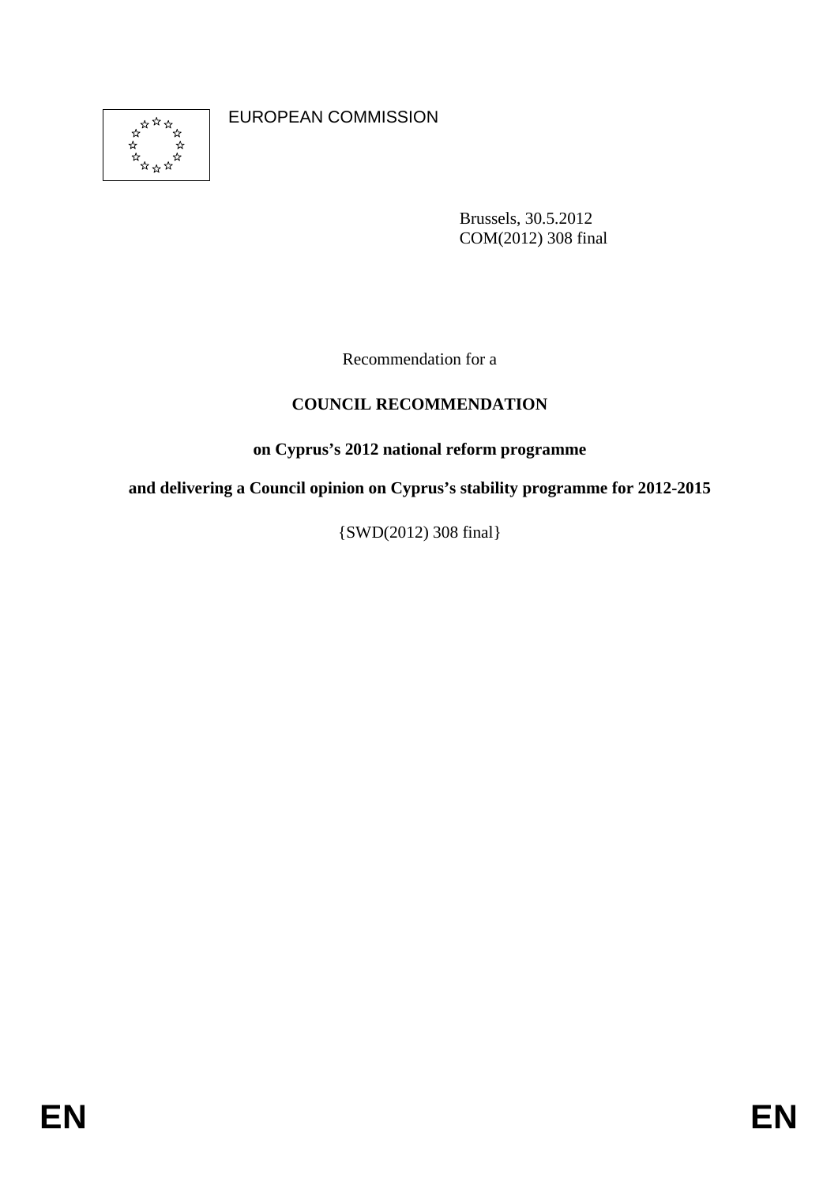EUROPEAN COMMISSION

Brussels, 30.5.2012
COM(2012) 308 final

Recommendation for a

**COUNCIL RECOMMENDATION**

**on Cyprus's 2012 national reform programme**

**and delivering a Council opinion on Cyprus's stability programme for 2012-2015**

{SWD(2012) 308 final}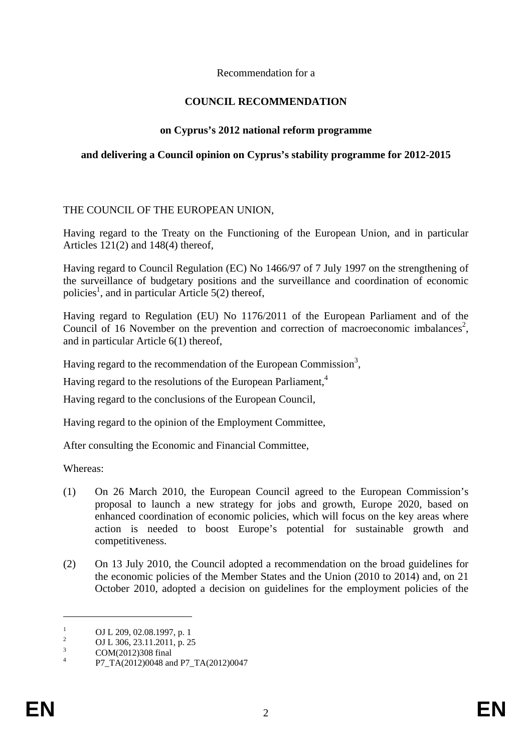Recommendation for a

**COUNCIL RECOMMENDATION**

**on Cyprus's 2012 national reform programme**

**and delivering a Council opinion on Cyprus's stability programme for 2012-2015**

THE COUNCIL OF THE EUROPEAN UNION,

Having regard to the Treaty on the Functioning of the European Union, and in particular Articles 121(2) and 148(4) thereof,

Having regard to Council Regulation (EC) No 1466/97 of 7 July 1997 on the strengthening of the surveillance of budgetary positions and the surveillance and coordination of economic policies[1], and in particular Article 5(2) thereof,

Having regard to Regulation (EU) No 1176/2011 of the European Parliament and of the Council of 16 November on the prevention and correction of macroeconomic imbalances[2], and in particular Article 6(1) thereof,

Having regard to the recommendation of the European Commission[3],

Having regard to the resolutions of the European Parliament,[4]

Having regard to the conclusions of the European Council,

Having regard to the opinion of the Employment Committee,

After consulting the Economic and Financial Committee,

Whereas:

(1) On 26 March 2010, the European Council agreed to the European Commission's proposal to launch a new strategy for jobs and growth, Europe 2020, based on enhanced coordination of economic policies, which will focus on the key areas where action is needed to boost Europe's potential for sustainable growth and competitiveness.

(2) On 13 July 2010, the Council adopted a recommendation on the broad guidelines for the economic policies of the Member States and the Union (2010 to 2014) and, on 21 October 2010, adopted a decision on guidelines for the employment policies of the

---

[1] OJ L 209, 02.08.1997, p. 1

[2] OJ L 306, 23.11.2011, p. 25

[3] COM(2012)308 final

[4] P7_TA(2012)0048 and P7_TA(2012)0047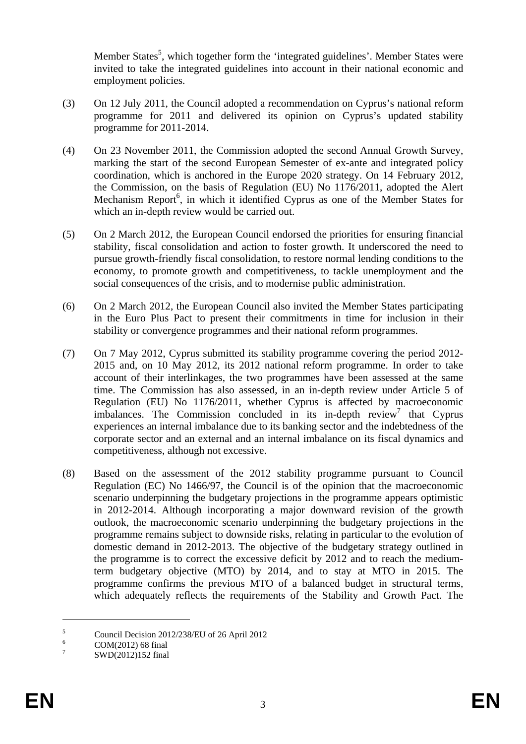Member States[5], which together form the 'integrated guidelines'. Member States were invited to take the integrated guidelines into account in their national economic and employment policies.

(3) On 12 July 2011, the Council adopted a recommendation on Cyprus's national reform programme for 2011 and delivered its opinion on Cyprus's updated stability programme for 2011-2014.

(4) On 23 November 2011, the Commission adopted the second Annual Growth Survey, marking the start of the second European Semester of ex-ante and integrated policy coordination, which is anchored in the Europe 2020 strategy. On 14 February 2012, the Commission, on the basis of Regulation (EU) No 1176/2011, adopted the Alert Mechanism Report[6], in which it identified Cyprus as one of the Member States for which an in-depth review would be carried out.

(5) On 2 March 2012, the European Council endorsed the priorities for ensuring financial stability, fiscal consolidation and action to foster growth. It underscored the need to pursue growth-friendly fiscal consolidation, to restore normal lending conditions to the economy, to promote growth and competitiveness, to tackle unemployment and the social consequences of the crisis, and to modernise public administration.

(6) On 2 March 2012, the European Council also invited the Member States participating in the Euro Plus Pact to present their commitments in time for inclusion in their stability or convergence programmes and their national reform programmes.

(7) On 7 May 2012, Cyprus submitted its stability programme covering the period 2012-2015 and, on 10 May 2012, its 2012 national reform programme. In order to take account of their interlinkages, the two programmes have been assessed at the same time. The Commission has also assessed, in an in-depth review under Article 5 of Regulation (EU) No 1176/2011, whether Cyprus is affected by macroeconomic imbalances. The Commission concluded in its in-depth review[7] that Cyprus experiences an internal imbalance due to its banking sector and the indebtedness of the corporate sector and an external and an internal imbalance on its fiscal dynamics and competitiveness, although not excessive.

(8) Based on the assessment of the 2012 stability programme pursuant to Council Regulation (EC) No 1466/97, the Council is of the opinion that the macroeconomic scenario underpinning the budgetary projections in the programme appears optimistic in 2012-2014. Although incorporating a major downward revision of the growth outlook, the macroeconomic scenario underpinning the budgetary projections in the programme remains subject to downside risks, relating in particular to the evolution of domestic demand in 2012-2013. The objective of the budgetary strategy outlined in the programme is to correct the excessive deficit by 2012 and to reach the medium-term budgetary objective (MTO) by 2014, and to stay at MTO in 2015. The programme confirms the previous MTO of a balanced budget in structural terms, which adequately reflects the requirements of the Stability and Growth Pact. The

[5] Council Decision 2012/238/EU of 26 April 2012

[6] COM(2012) 68 final

[7] SWD(2012)152 final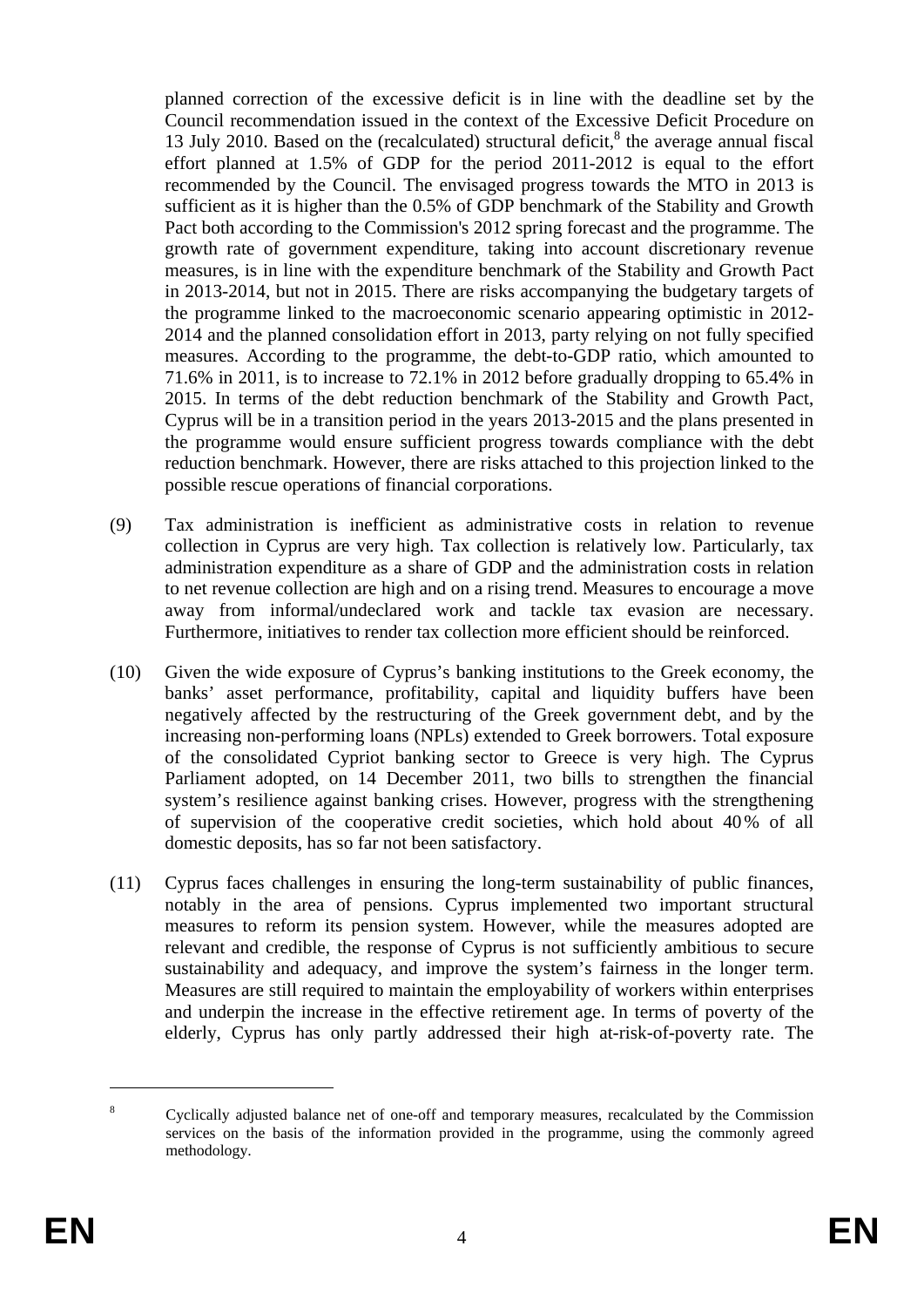planned correction of the excessive deficit is in line with the deadline set by the Council recommendation issued in the context of the Excessive Deficit Procedure on 13 July 2010. Based on the (recalculated) structural deficit,[8] the average annual fiscal effort planned at 1.5% of GDP for the period 2011-2012 is equal to the effort recommended by the Council. The envisaged progress towards the MTO in 2013 is sufficient as it is higher than the 0.5% of GDP benchmark of the Stability and Growth Pact both according to the Commission's 2012 spring forecast and the programme. The growth rate of government expenditure, taking into account discretionary revenue measures, is in line with the expenditure benchmark of the Stability and Growth Pact in 2013-2014, but not in 2015. There are risks accompanying the budgetary targets of the programme linked to the macroeconomic scenario appearing optimistic in 2012-2014 and the planned consolidation effort in 2013, party relying on not fully specified measures. According to the programme, the debt-to-GDP ratio, which amounted to 71.6% in 2011, is to increase to 72.1% in 2012 before gradually dropping to 65.4% in 2015. In terms of the debt reduction benchmark of the Stability and Growth Pact, Cyprus will be in a transition period in the years 2013-2015 and the plans presented in the programme would ensure sufficient progress towards compliance with the debt reduction benchmark. However, there are risks attached to this projection linked to the possible rescue operations of financial corporations.

(9) Tax administration is inefficient as administrative costs in relation to revenue collection in Cyprus are very high. Tax collection is relatively low. Particularly, tax administration expenditure as a share of GDP and the administration costs in relation to net revenue collection are high and on a rising trend. Measures to encourage a move away from informal/undeclared work and tackle tax evasion are necessary. Furthermore, initiatives to render tax collection more efficient should be reinforced.

(10) Given the wide exposure of Cyprus's banking institutions to the Greek economy, the banks' asset performance, profitability, capital and liquidity buffers have been negatively affected by the restructuring of the Greek government debt, and by the increasing non-performing loans (NPLs) extended to Greek borrowers. Total exposure of the consolidated Cypriot banking sector to Greece is very high. The Cyprus Parliament adopted, on 14 December 2011, two bills to strengthen the financial system's resilience against banking crises. However, progress with the strengthening of supervision of the cooperative credit societies, which hold about 40% of all domestic deposits, has so far not been satisfactory.

(11) Cyprus faces challenges in ensuring the long-term sustainability of public finances, notably in the area of pensions. Cyprus implemented two important structural measures to reform its pension system. However, while the measures adopted are relevant and credible, the response of Cyprus is not sufficiently ambitious to secure sustainability and adequacy, and improve the system's fairness in the longer term. Measures are still required to maintain the employability of workers within enterprises and underpin the increase in the effective retirement age. In terms of poverty of the elderly, Cyprus has only partly addressed their high at-risk-of-poverty rate. The

[8] Cyclically adjusted balance net of one-off and temporary measures, recalculated by the Commission services on the basis of the information provided in the programme, using the commonly agreed methodology.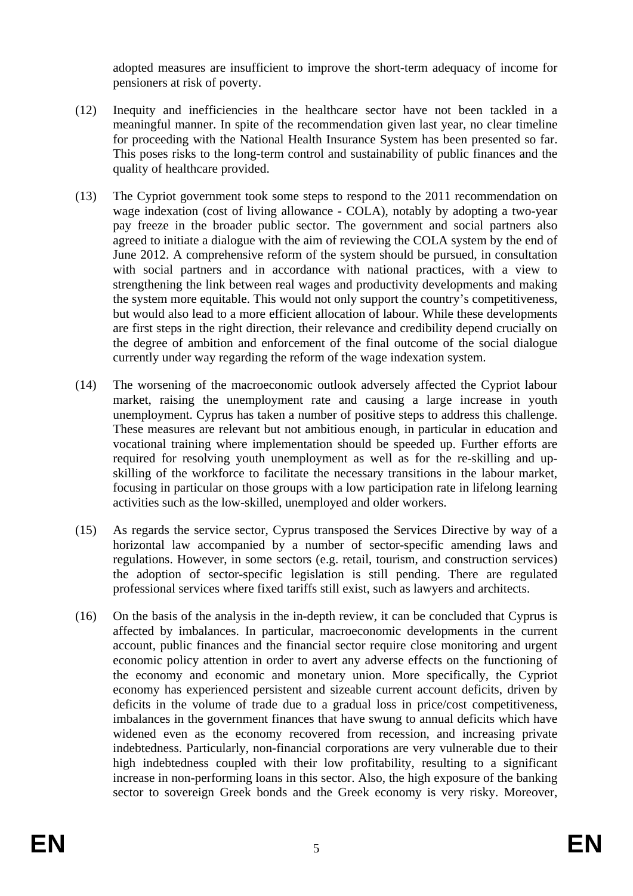adopted measures are insufficient to improve the short-term adequacy of income for pensioners at risk of poverty.

(12) Inequity and inefficiencies in the healthcare sector have not been tackled in a meaningful manner. In spite of the recommendation given last year, no clear timeline for proceeding with the National Health Insurance System has been presented so far. This poses risks to the long-term control and sustainability of public finances and the quality of healthcare provided.

(13) The Cypriot government took some steps to respond to the 2011 recommendation on wage indexation (cost of living allowance - COLA), notably by adopting a two-year pay freeze in the broader public sector. The government and social partners also agreed to initiate a dialogue with the aim of reviewing the COLA system by the end of June 2012. A comprehensive reform of the system should be pursued, in consultation with social partners and in accordance with national practices, with a view to strengthening the link between real wages and productivity developments and making the system more equitable. This would not only support the country's competitiveness, but would also lead to a more efficient allocation of labour. While these developments are first steps in the right direction, their relevance and credibility depend crucially on the degree of ambition and enforcement of the final outcome of the social dialogue currently under way regarding the reform of the wage indexation system.

(14) The worsening of the macroeconomic outlook adversely affected the Cypriot labour market, raising the unemployment rate and causing a large increase in youth unemployment. Cyprus has taken a number of positive steps to address this challenge. These measures are relevant but not ambitious enough, in particular in education and vocational training where implementation should be speeded up. Further efforts are required for resolving youth unemployment as well as for the re-skilling and up-skilling of the workforce to facilitate the necessary transitions in the labour market, focusing in particular on those groups with a low participation rate in lifelong learning activities such as the low-skilled, unemployed and older workers.

(15) As regards the service sector, Cyprus transposed the Services Directive by way of a horizontal law accompanied by a number of sector-specific amending laws and regulations. However, in some sectors (e.g. retail, tourism, and construction services) the adoption of sector-specific legislation is still pending. There are regulated professional services where fixed tariffs still exist, such as lawyers and architects.

(16) On the basis of the analysis in the in-depth review, it can be concluded that Cyprus is affected by imbalances. In particular, macroeconomic developments in the current account, public finances and the financial sector require close monitoring and urgent economic policy attention in order to avert any adverse effects on the functioning of the economy and economic and monetary union. More specifically, the Cypriot economy has experienced persistent and sizeable current account deficits, driven by deficits in the volume of trade due to a gradual loss in price/cost competitiveness, imbalances in the government finances that have swung to annual deficits which have widened even as the economy recovered from recession, and increasing private indebtedness. Particularly, non-financial corporations are very vulnerable due to their high indebtedness coupled with their low profitability, resulting to a significant increase in non-performing loans in this sector. Also, the high exposure of the banking sector to sovereign Greek bonds and the Greek economy is very risky. Moreover,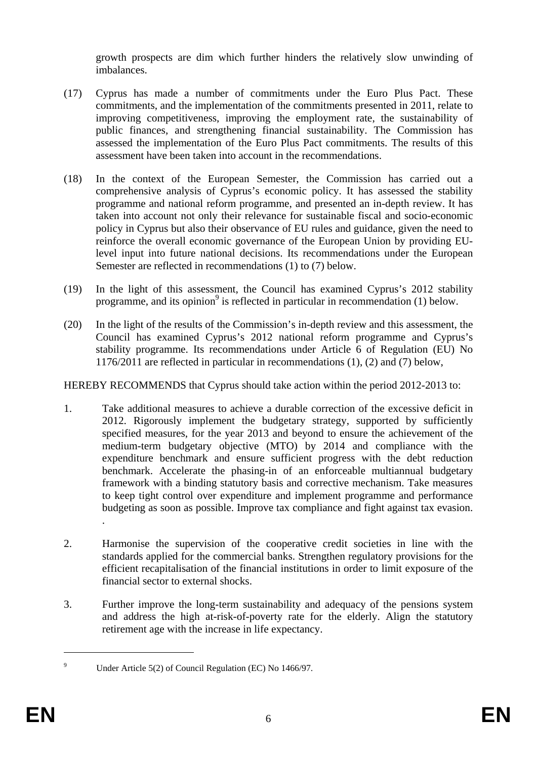growth prospects are dim which further hinders the relatively slow unwinding of imbalances.

(17) Cyprus has made a number of commitments under the Euro Plus Pact. These commitments, and the implementation of the commitments presented in 2011, relate to improving competitiveness, improving the employment rate, the sustainability of public finances, and strengthening financial sustainability. The Commission has assessed the implementation of the Euro Plus Pact commitments. The results of this assessment have been taken into account in the recommendations.

(18) In the context of the European Semester, the Commission has carried out a comprehensive analysis of Cyprus's economic policy. It has assessed the stability programme and national reform programme, and presented an in-depth review. It has taken into account not only their relevance for sustainable fiscal and socio-economic policy in Cyprus but also their observance of EU rules and guidance, given the need to reinforce the overall economic governance of the European Union by providing EU-level input into future national decisions. Its recommendations under the European Semester are reflected in recommendations (1) to (7) below.

(19) In the light of this assessment, the Council has examined Cyprus's 2012 stability programme, and its opinion[9] is reflected in particular in recommendation (1) below.

(20) In the light of the results of the Commission's in-depth review and this assessment, the Council has examined Cyprus's 2012 national reform programme and Cyprus's stability programme. Its recommendations under Article 6 of Regulation (EU) No 1176/2011 are reflected in particular in recommendations (1), (2) and (7) below,

HEREBY RECOMMENDS that Cyprus should take action within the period 2012-2013 to:

1. Take additional measures to achieve a durable correction of the excessive deficit in 2012. Rigorously implement the budgetary strategy, supported by sufficiently specified measures, for the year 2013 and beyond to ensure the achievement of the medium-term budgetary objective (MTO) by 2014 and compliance with the expenditure benchmark and ensure sufficient progress with the debt reduction benchmark. Accelerate the phasing-in of an enforceable multiannual budgetary framework with a binding statutory basis and corrective mechanism. Take measures to keep tight control over expenditure and implement programme and performance budgeting as soon as possible. Improve tax compliance and fight against tax evasion. .

2. Harmonise the supervision of the cooperative credit societies in line with the standards applied for the commercial banks. Strengthen regulatory provisions for the efficient recapitalisation of the financial institutions in order to limit exposure of the financial sector to external shocks.

3. Further improve the long-term sustainability and adequacy of the pensions system and address the high at-risk-of-poverty rate for the elderly. Align the statutory retirement age with the increase in life expectancy.

---

[9] Under Article 5(2) of Council Regulation (EC) No 1466/97.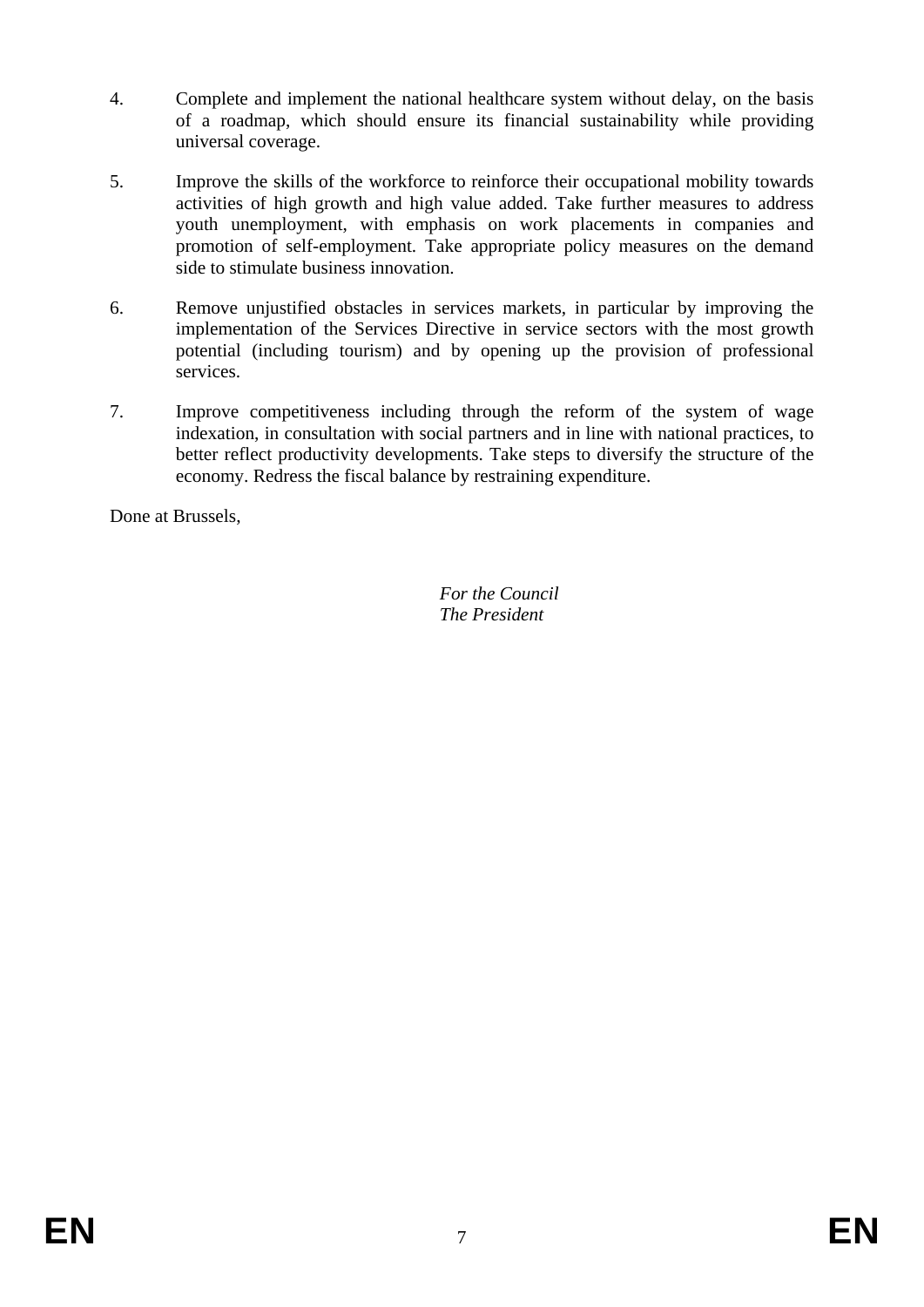4. Complete and implement the national healthcare system without delay, on the basis of a roadmap, which should ensure its financial sustainability while providing universal coverage.

5. Improve the skills of the workforce to reinforce their occupational mobility towards activities of high growth and high value added. Take further measures to address youth unemployment, with emphasis on work placements in companies and promotion of self-employment. Take appropriate policy measures on the demand side to stimulate business innovation.

6. Remove unjustified obstacles in services markets, in particular by improving the implementation of the Services Directive in service sectors with the most growth potential (including tourism) and by opening up the provision of professional services.

7. Improve competitiveness including through the reform of the system of wage indexation, in consultation with social partners and in line with national practices, to better reflect productivity developments. Take steps to diversify the structure of the economy. Redress the fiscal balance by restraining expenditure.

Done at Brussels,

*For the Council*
*The President*